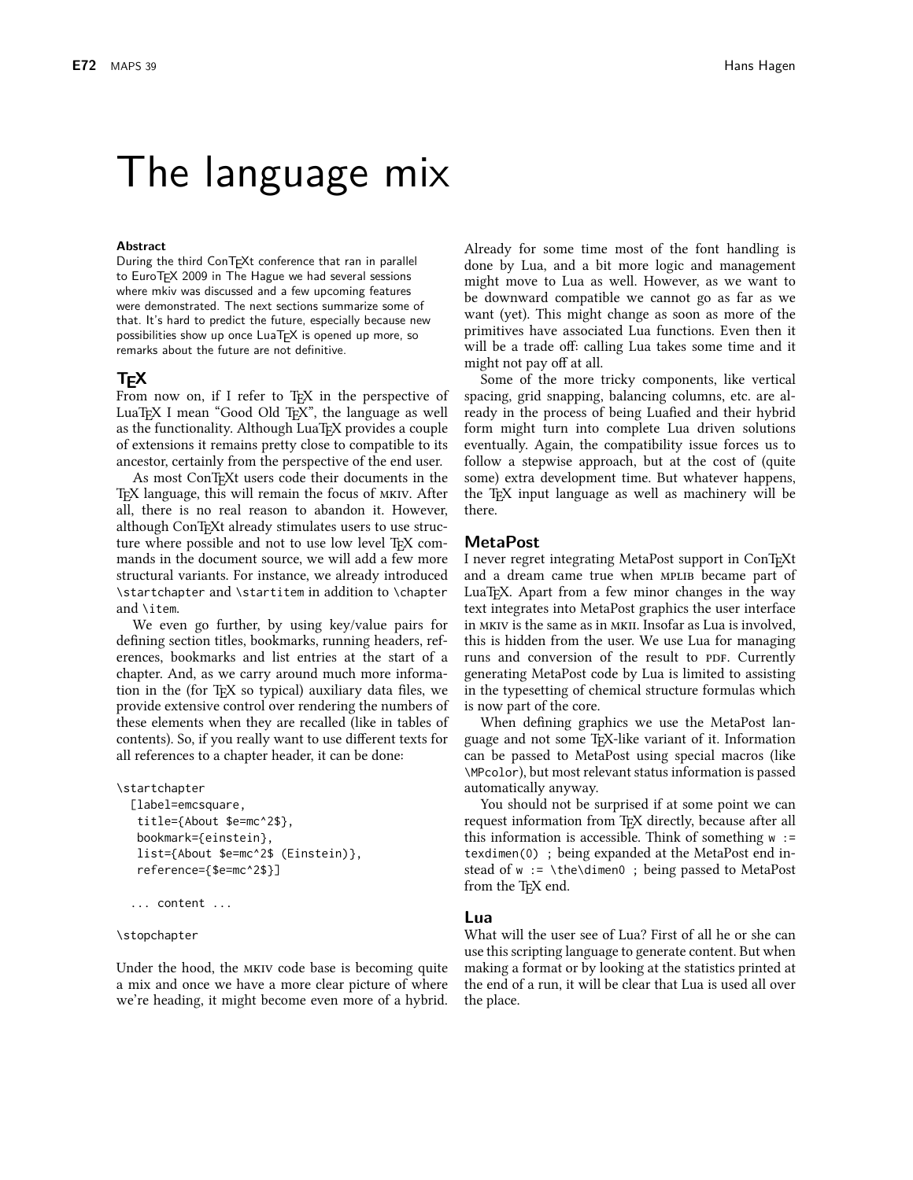# The language mix

**Abstract**

During the third ConTEXt conference that ran in parallel to EuroTEX 2009 in The Hague we had several sessions where mkiv was discussed and a few upcoming features were demonstrated. The next sections summarize some of that. It's hard to predict the future, especially because new possibilities show up once LuaTEX is opened up more, so remarks about the future are not definitive.

## TEX

From now on, if I refer to TEX in the perspective of LuaTEX I mean "Good Old TEX", the language as well as the functionality. Although LuaTEX provides a couple of extensions it remains pretty close to compatible to its ancestor, certainly from the perspective of the end user.

As most ConTEXt users code their documents in the TEX language, this will remain the focus of MKIV. After all, there is no real reason to abandon it. However, although ConTEXt already stimulates users to use structure where possible and not to use low level TEX commands in the document source, we will add a few more structural variants. For instance, we already introduced `\startchapter` and `\startitem` in addition to `\chapter` and `\item`.

We even go further, by using key/value pairs for defining section titles, bookmarks, running headers, references, bookmarks and list entries at the start of a chapter. And, as we carry around much more information in the (for TEX so typical) auxiliary data files, we provide extensive control over rendering the numbers of these elements when they are recalled (like in tables of contents). So, if you really want to use different texts for all references to a chapter header, it can be done:

```
\startchapter
  [label=emcsquare,
   title={About $e=mc^2$},
   bookmark={einstein},
   list={About $e=mc^2$ (Einstein)},
   reference={$e=mc^2$}]

  ... content ...

\stopchapter
```

Under the hood, the MKIV code base is becoming quite a mix and once we have a more clear picture of where we're heading, it might become even more of a hybrid. Already for some time most of the font handling is done by Lua, and a bit more logic and management might move to Lua as well. However, as we want to be downward compatible we cannot go as far as we want (yet). This might change as soon as more of the primitives have associated Lua functions. Even then it will be a trade off: calling Lua takes some time and it might not pay off at all.

Some of the more tricky components, like vertical spacing, grid snapping, balancing columns, etc. are already in the process of being Luafied and their hybrid form might turn into complete Lua driven solutions eventually. Again, the compatibility issue forces us to follow a stepwise approach, but at the cost of (quite some) extra development time. But whatever happens, the TEX input language as well as machinery will be there.

## MetaPost

I never regret integrating MetaPost support in ConTEXt and a dream came true when MPLIB became part of LuaTEX. Apart from a few minor changes in the way text integrates into MetaPost graphics the user interface in MKIV is the same as in MKII. Insofar as Lua is involved, this is hidden from the user. We use Lua for managing runs and conversion of the result to PDF. Currently generating MetaPost code by Lua is limited to assisting in the typesetting of chemical structure formulas which is now part of the core.

When defining graphics we use the MetaPost language and not some TEX-like variant of it. Information can be passed to MetaPost using special macros (like `\MPcolor`), but most relevant status information is passed automatically anyway.

You should not be surprised if at some point we can request information from TEX directly, because after all this information is accessible. Think of something `w := texdimen(0) ;` being expanded at the MetaPost end instead of `w := \the\dimen0 ;` being passed to MetaPost from the TEX end.

## Lua

What will the user see of Lua? First of all he or she can use this scripting language to generate content. But when making a format or by looking at the statistics printed at the end of a run, it will be clear that Lua is used all over the place.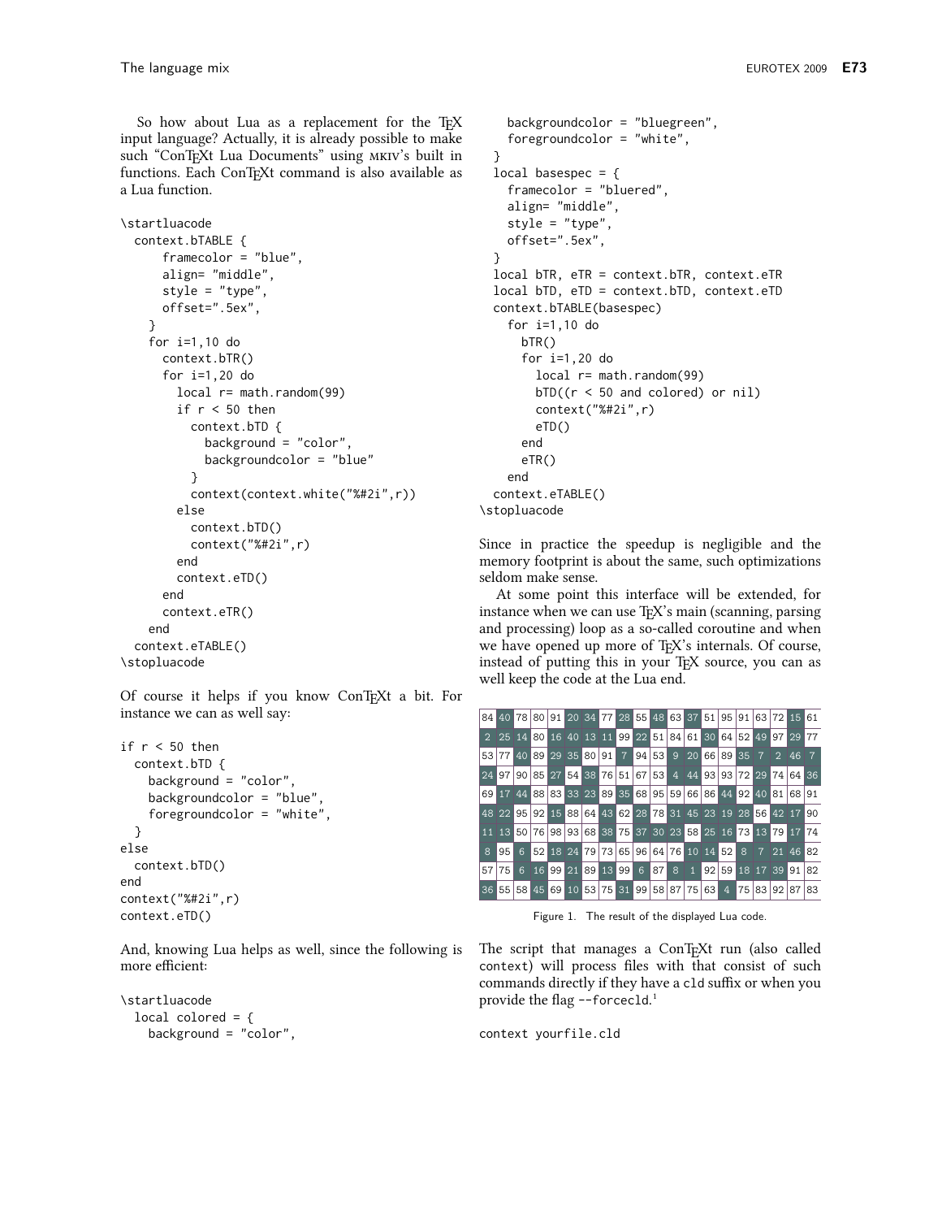So how about Lua as a replacement for the TEX input language? Actually, it is already possible to make such "ConTEXt Lua Documents" using MKIV's built in functions. Each ConTEXt command is also available as a Lua function.

```
\startluacode
  context.bTABLE {
      framecolor = "blue",
      align= "middle",
      style = "type",
      offset=".5ex",
    }
    for i=1,10 do
      context.bTR()
      for i=1,20 do
        local r= math.random(99)
        if r < 50 then
          context.bTD {
            background = "color",
            backgroundcolor = "blue"
          }
          context(context.white("%#2i",r))
        else
          context.bTD()
          context("%#2i",r)
        end
        context.eTD()
      end
      context.eTR()
    end
  context.eTABLE()
\stopluacode
```

Of course it helps if you know ConTEXt a bit. For instance we can as well say:

```
if r < 50 then
  context.bTD {
    background = "color",
    backgroundcolor = "blue",
    foregroundcolor = "white",
  }
else
  context.bTD()
end
context("%#2i",r)
context.eTD()
```

And, knowing Lua helps as well, since the following is more efficient:

```
\startluacode
  local colored = {
    background = "color",
    backgroundcolor = "bluegreen",
    foregroundcolor = "white",
  }
  local basespec = {
    framecolor = "bluered",
    align= "middle",
    style = "type",
    offset=".5ex",
  }
  local bTR, eTR = context.bTR, context.eTR
  local bTD, eTD = context.bTD, context.eTD
  context.bTABLE(basespec)
    for i=1,10 do
      bTR()
      for i=1,20 do
        local r= math.random(99)
        bTD((r < 50 and colored) or nil)
        context("%#2i",r)
        eTD()
      end
      eTR()
    end
  context.eTABLE()
\stopluacode
```

Since in practice the speedup is negligible and the memory footprint is about the same, such optimizations seldom make sense.

At some point this interface will be extended, for instance when we can use TEX's main (scanning, parsing and processing) loop as a so-called coroutine and when we have opened up more of TEX's internals. Of course, instead of putting this in your TEX source, you can as well keep the code at the Lua end.

| 84 | 40 | 78 | 80 | 91 | 20 | 34 | 77 | 28 | 55 | 48 | 63 | 37 | 51 | 95 | 91 | 63 | 72 | 15 | 61 |
|---|---|---|---|---|---|---|---|---|---|---|---|---|---|---|---|---|---|---|---|
| 2 | 25 | 14 | 80 | 16 | 40 | 13 | 11 | 99 | 22 | 51 | 84 | 61 | 30 | 64 | 52 | 49 | 97 | 29 | 77 |
| 53 | 77 | 40 | 89 | 29 | 35 | 80 | 91 | 7 | 94 | 53 | 9 | 20 | 66 | 89 | 35 | 7 | 2 | 46 | 7 |
| 24 | 97 | 90 | 85 | 27 | 54 | 38 | 76 | 51 | 67 | 53 | 4 | 44 | 93 | 93 | 72 | 29 | 74 | 64 | 36 |
| 69 | 17 | 44 | 88 | 83 | 33 | 23 | 89 | 35 | 68 | 95 | 59 | 66 | 86 | 44 | 92 | 40 | 81 | 68 | 91 |
| 48 | 22 | 95 | 92 | 15 | 88 | 64 | 43 | 62 | 28 | 78 | 31 | 45 | 23 | 19 | 28 | 56 | 42 | 17 | 90 |
| 11 | 13 | 50 | 76 | 98 | 93 | 68 | 38 | 75 | 37 | 30 | 23 | 58 | 25 | 16 | 73 | 13 | 79 | 17 | 74 |
| 8 | 95 | 6 | 52 | 18 | 24 | 79 | 73 | 65 | 96 | 64 | 76 | 10 | 14 | 52 | 8 | 7 | 21 | 46 | 82 |
| 57 | 75 | 6 | 16 | 99 | 21 | 89 | 13 | 99 | 6 | 87 | 8 | 1 | 92 | 59 | 18 | 17 | 39 | 91 | 82 |
| 36 | 55 | 58 | 45 | 69 | 10 | 53 | 75 | 31 | 99 | 58 | 87 | 75 | 63 | 4 | 75 | 83 | 92 | 87 | 83 |

Figure 1. The result of the displayed Lua code.

The script that manages a ConTEXt run (also called `context`) will process files with that consist of such commands directly if they have a `cld` suffix or when you provide the flag `--forcecld`.[1]

```
context yourfile.cld
```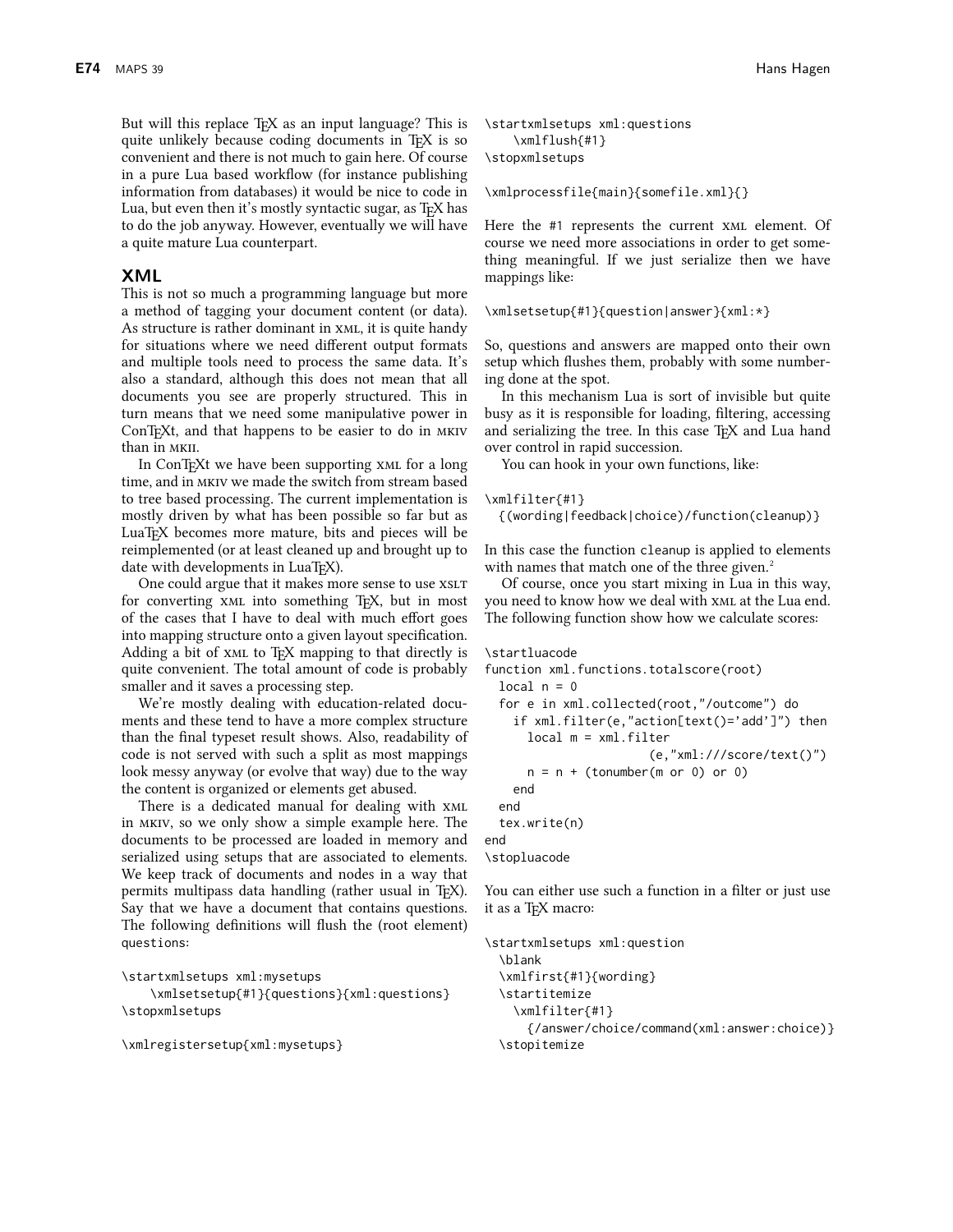But will this replace TEX as an input language? This is quite unlikely because coding documents in TEX is so convenient and there is not much to gain here. Of course in a pure Lua based workflow (for instance publishing information from databases) it would be nice to code in Lua, but even then it's mostly syntactic sugar, as TEX has to do the job anyway. However, eventually we will have a quite mature Lua counterpart.

## XML

This is not so much a programming language but more a method of tagging your document content (or data). As structure is rather dominant in XML, it is quite handy for situations where we need different output formats and multiple tools need to process the same data. It's also a standard, although this does not mean that all documents you see are properly structured. This in turn means that we need some manipulative power in ConTEXt, and that happens to be easier to do in MKIV than in MKII.

In ConTEXt we have been supporting XML for a long time, and in MKIV we made the switch from stream based to tree based processing. The current implementation is mostly driven by what has been possible so far but as LuaTEX becomes more mature, bits and pieces will be reimplemented (or at least cleaned up and brought up to date with developments in LuaTEX).

One could argue that it makes more sense to use XSLT for converting XML into something TEX, but in most of the cases that I have to deal with much effort goes into mapping structure onto a given layout specification. Adding a bit of XML to TEX mapping to that directly is quite convenient. The total amount of code is probably smaller and it saves a processing step.

We're mostly dealing with education-related documents and these tend to have a more complex structure than the final typeset result shows. Also, readability of code is not served with such a split as most mappings look messy anyway (or evolve that way) due to the way the content is organized or elements get abused.

There is a dedicated manual for dealing with XML in MKIV, so we only show a simple example here. The documents to be processed are loaded in memory and serialized using setups that are associated to elements. We keep track of documents and nodes in a way that permits multipass data handling (rather usual in TEX). Say that we have a document that contains questions. The following definitions will flush the (root element) `questions`:

```
\startxmlsetups xml:mysetups
    \xmlsetsetup{#1}{questions}{xml:questions}
\stopxmlsetups

\xmlregistersetup{xml:mysetups}

\startxmlsetups xml:questions
    \xmlflush{#1}
\stopxmlsetups

\xmlprocessfile{main}{somefile.xml}{}
```

Here the `#1` represents the current XML element. Of course we need more associations in order to get something meaningful. If we just serialize then we have mappings like:

```
\xmlsetsetup{#1}{question|answer}{xml:*}
```

So, questions and answers are mapped onto their own setup which flushes them, probably with some numbering done at the spot.

In this mechanism Lua is sort of invisible but quite busy as it is responsible for loading, filtering, accessing and serializing the tree. In this case TEX and Lua hand over control in rapid succession.

You can hook in your own functions, like:

```
\xmlfilter{#1}
  {(wording|feedback|choice)/function(cleanup)}
```

In this case the function `cleanup` is applied to elements with names that match one of the three given.[2]

Of course, once you start mixing in Lua in this way, you need to know how we deal with XML at the Lua end. The following function show how we calculate scores:

```
\startluacode
function xml.functions.totalscore(root)
  local n = 0
  for e in xml.collected(root,"/outcome") do
    if xml.filter(e,"action[text()='add']") then
      local m = xml.filter
                    (e,"xml:///score/text()")
      n = n + (tonumber(m or 0) or 0)
    end
  end
  tex.write(n)
end
\stopluacode
```

You can either use such a function in a filter or just use it as a TEX macro:

```
\startxmlsetups xml:question
  \blank
  \xmlfirst{#1}{wording}
  \startitemize
    \xmlfilter{#1}
      {/answer/choice/command(xml:answer:choice)}
  \stopitemize
```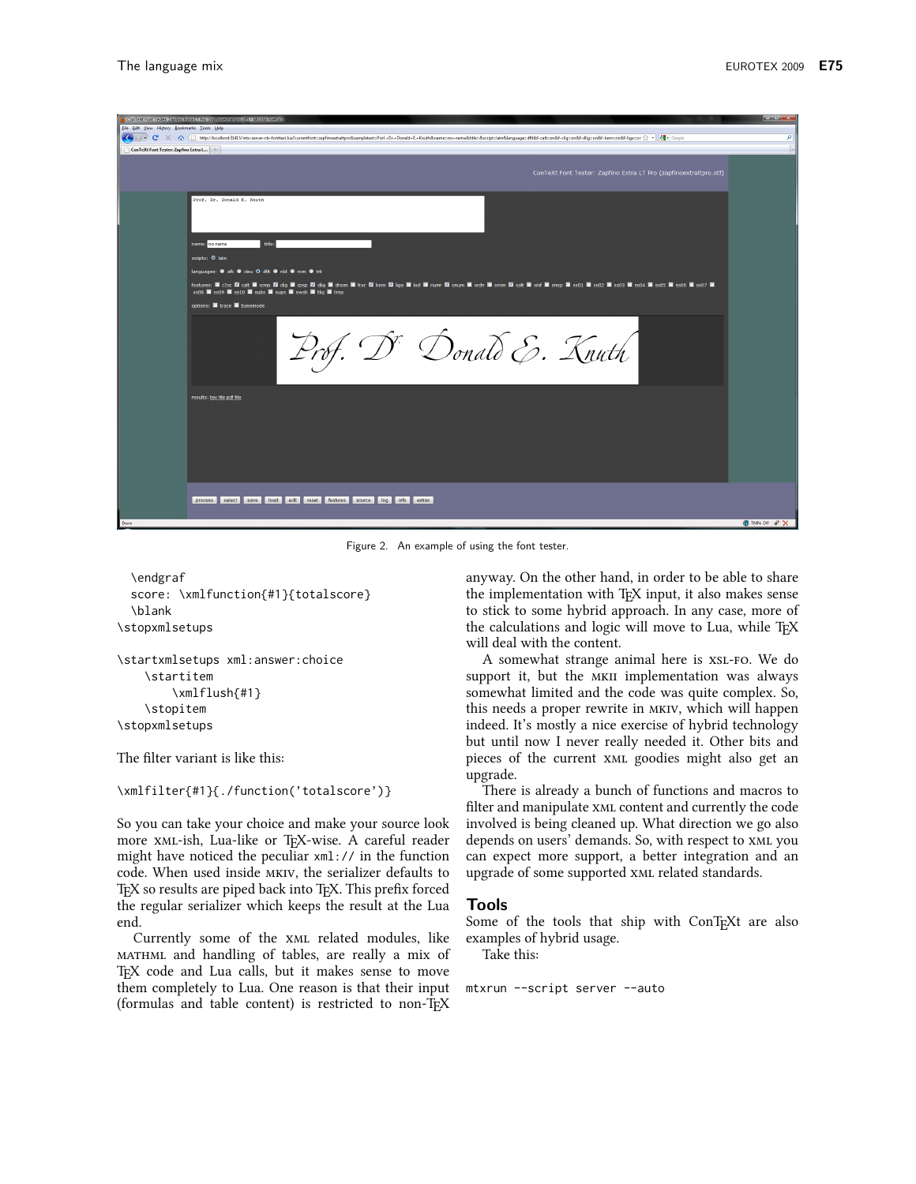Figure 2. An example of using the font tester.

```
  \endgraf
  score: \xmlfunction{#1}{totalscore}
  \blank
\stopxmlsetups

\startxmlsetups xml:answer:choice
    \startitem
        \xmlflush{#1}
    \stopitem
\stopxmlsetups
```

The filter variant is like this:

```
\xmlfilter{#1}{./function('totalscore')}
```

So you can take your choice and make your source look more XML-ish, Lua-like or TEX-wise. A careful reader might have noticed the peculiar `xml://` in the function code. When used inside MKIV, the serializer defaults to TEX so results are piped back into TEX. This prefix forced the regular serializer which keeps the result at the Lua end.

Currently some of the XML related modules, like MATHML and handling of tables, are really a mix of TEX code and Lua calls, but it makes sense to move them completely to Lua. One reason is that their input (formulas and table content) is restricted to non-TEX anyway. On the other hand, in order to be able to share the implementation with TEX input, it also makes sense to stick to some hybrid approach. In any case, more of the calculations and logic will move to Lua, while TEX will deal with the content.

A somewhat strange animal here is XSL-FO. We do support it, but the MKII implementation was always somewhat limited and the code was quite complex. So, this needs a proper rewrite in MKIV, which will happen indeed. It's mostly a nice exercise of hybrid technology but until now I never really needed it. Other bits and pieces of the current XML goodies might also get an upgrade.

There is already a bunch of functions and macros to filter and manipulate XML content and currently the code involved is being cleaned up. What direction we go also depends on users' demands. So, with respect to XML you can expect more support, a better integration and an upgrade of some supported XML related standards.

## Tools

Some of the tools that ship with ConTEXt are also examples of hybrid usage.

Take this:

```
mtxrun --script server --auto
```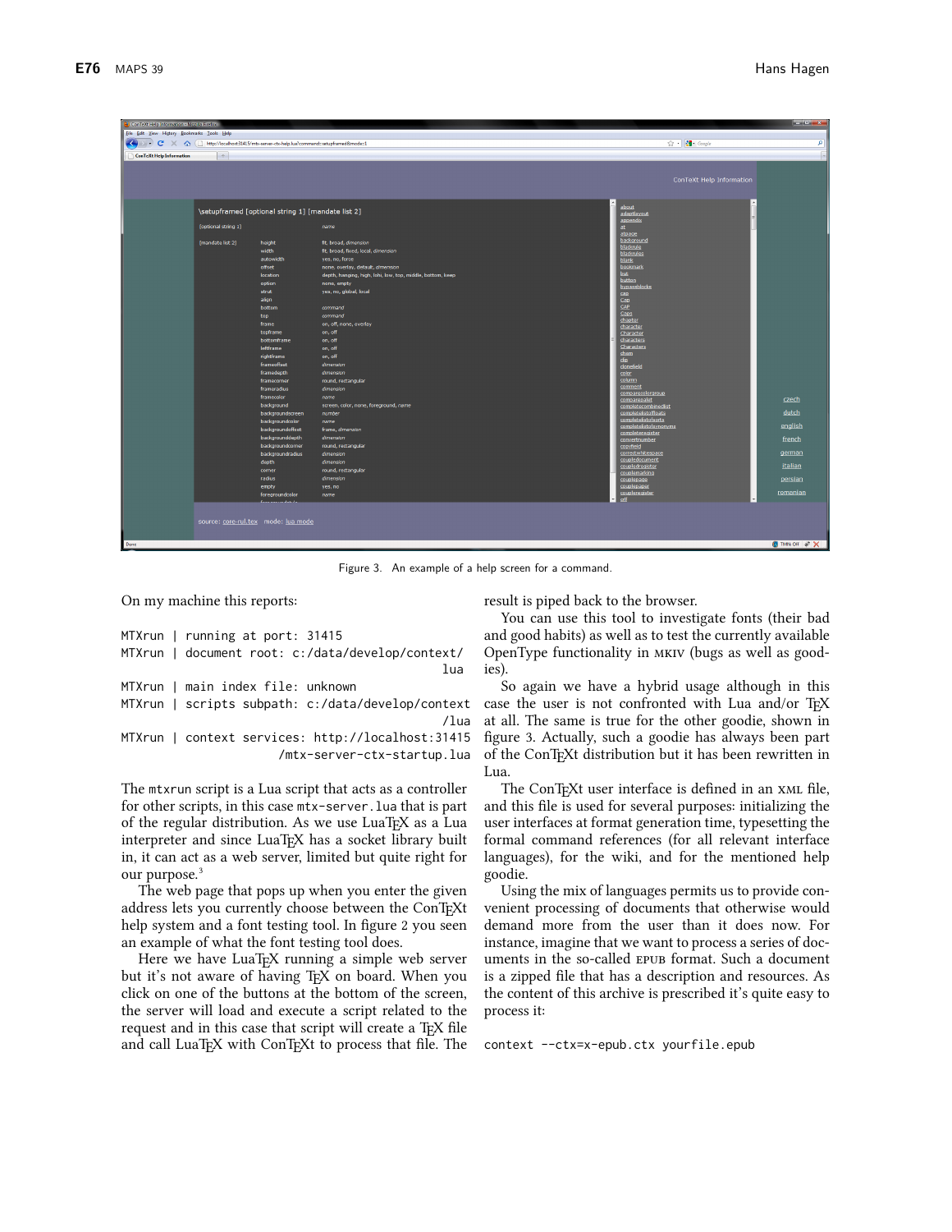Figure 3. An example of a help screen for a command.

On my machine this reports:

```
MTXrun | running at port: 31415
MTXrun | document root: c:/data/develop/context/
                                                lua
MTXrun | main index file: unknown
MTXrun | scripts subpath: c:/data/develop/context
                                               /lua
MTXrun | context services: http://localhost:31415
                          /mtx-server-ctx-startup.lua
```

The mtxrun script is a Lua script that acts as a controller for other scripts, in this case mtx-server.lua that is part of the regular distribution. As we use LuaTEX as a Lua interpreter and since LuaTEX has a socket library built in, it can act as a web server, limited but quite right for our purpose.[3]

The web page that pops up when you enter the given address lets you currently choose between the ConTEXt help system and a font testing tool. In figure 2 you seen an example of what the font testing tool does.

Here we have LuaTEX running a simple web server but it's not aware of having TEX on board. When you click on one of the buttons at the bottom of the screen, the server will load and execute a script related to the request and in this case that script will create a TEX file and call LuaTEX with ConTEXt to process that file. The result is piped back to the browser.

You can use this tool to investigate fonts (their bad and good habits) as well as to test the currently available OpenType functionality in MKIV (bugs as well as goodies).

So again we have a hybrid usage although in this case the user is not confronted with Lua and/or TEX at all. The same is true for the other goodie, shown in figure 3. Actually, such a goodie has always been part of the ConTEXt distribution but it has been rewritten in Lua.

The ConTEXt user interface is defined in an XML file, and this file is used for several purposes: initializing the user interfaces at format generation time, typesetting the formal command references (for all relevant interface languages), for the wiki, and for the mentioned help goodie.

Using the mix of languages permits us to provide convenient processing of documents that otherwise would demand more from the user than it does now. For instance, imagine that we want to process a series of documents in the so-called EPUB format. Such a document is a zipped file that has a description and resources. As the content of this archive is prescribed it's quite easy to process it:

```
context --ctx=x-epub.ctx yourfile.epub
```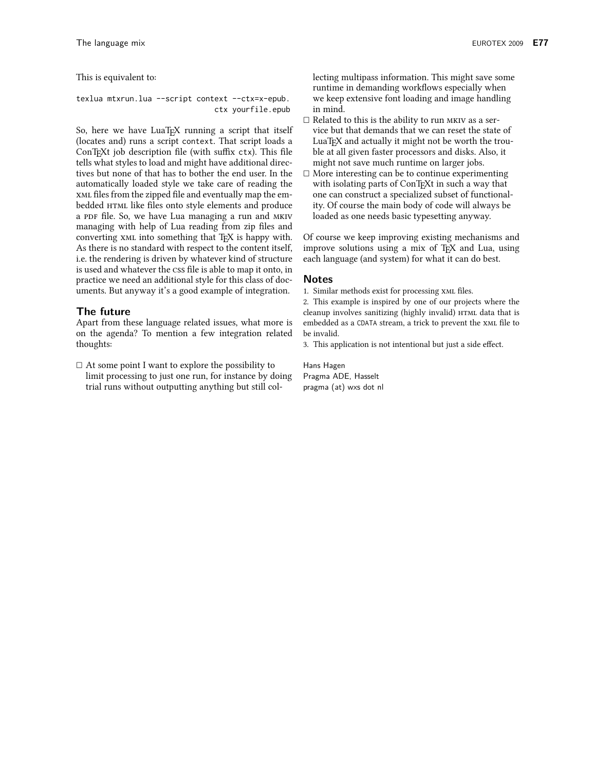This is equivalent to:

```
texlua mtxrun.lua --script context --ctx=x-epub.
                               ctx yourfile.epub
```

So, here we have LuaTEX running a script that itself (locates and) runs a script context. That script loads a ConTEXt job description file (with suffix ctx). This file tells what styles to load and might have additional directives but none of that has to bother the end user. In the automatically loaded style we take care of reading the XML files from the zipped file and eventually map the embedded HTML like files onto style elements and produce a PDF file. So, we have Lua managing a run and MKIV managing with help of Lua reading from zip files and converting XML into something that TEX is happy with. As there is no standard with respect to the content itself, i.e. the rendering is driven by whatever kind of structure is used and whatever the CSS file is able to map it onto, in practice we need an additional style for this class of documents. But anyway it's a good example of integration.

## The future

Apart from these language related issues, what more is on the agenda? To mention a few integration related thoughts:

- At some point I want to explore the possibility to limit processing to just one run, for instance by doing trial runs without outputting anything but still collecting multipass information. This might save some runtime in demanding workflows especially when we keep extensive font loading and image handling in mind.
- Related to this is the ability to run MKIV as a service but that demands that we can reset the state of LuaTEX and actually it might not be worth the trouble at all given faster processors and disks. Also, it might not save much runtime on larger jobs.
- More interesting can be to continue experimenting with isolating parts of ConTEXt in such a way that one can construct a specialized subset of functionality. Of course the main body of code will always be loaded as one needs basic typesetting anyway.

Of course we keep improving existing mechanisms and improve solutions using a mix of TEX and Lua, using each language (and system) for what it can do best.

## Notes

1. Similar methods exist for processing XML files.
2. This example is inspired by one of our projects where the cleanup involves sanitizing (highly invalid) HTML data that is embedded as a CDATA stream, a trick to prevent the XML file to be invalid.
3. This application is not intentional but just a side effect.

Hans Hagen
Pragma ADE, Hasselt
pragma (at) wxs dot nl